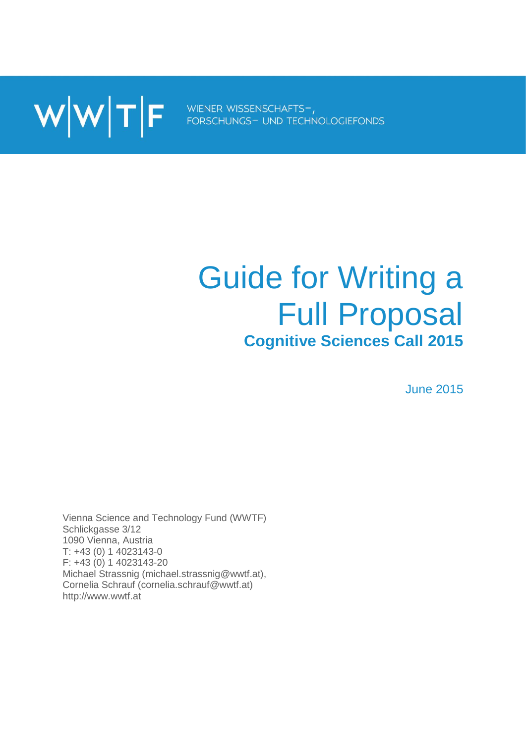W|W|T|F WIENER WISSENSCHAFTS-, FORSCHUNGS- UND TECHNOLOGIEFONDS

# Guide for Writing a Full Proposal

## Cognitive Sciences Call 2015

June 2015

Vienna Science and Technology Fund (WWTF)
Schlickgasse 3/12
1090 Vienna, Austria
T: +43 (0) 1 4023143-0
F: +43 (0) 1 4023143-20
Michael Strassnig (michael.strassnig@wwtf.at),
Cornelia Schrauf (cornelia.schrauf@wwtf.at)
http://www.wwtf.at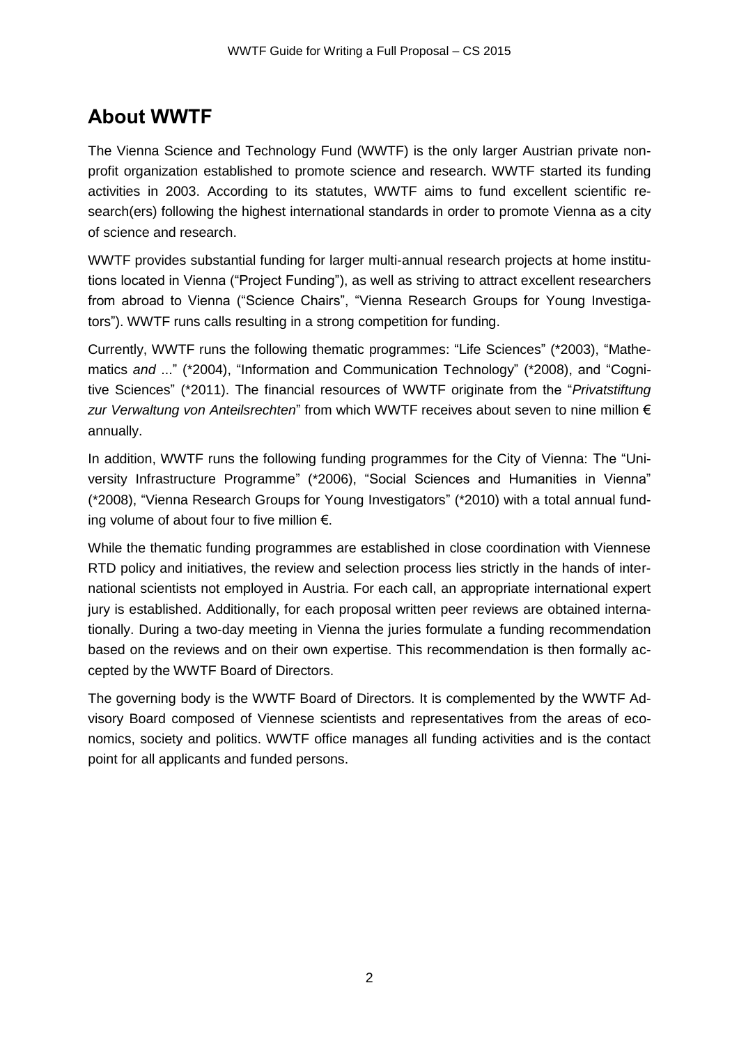# About WWTF

The Vienna Science and Technology Fund (WWTF) is the only larger Austrian private non-profit organization established to promote science and research. WWTF started its funding activities in 2003. According to its statutes, WWTF aims to fund excellent scientific research(ers) following the highest international standards in order to promote Vienna as a city of science and research.

WWTF provides substantial funding for larger multi-annual research projects at home institutions located in Vienna ("Project Funding"), as well as striving to attract excellent researchers from abroad to Vienna ("Science Chairs", "Vienna Research Groups for Young Investigators"). WWTF runs calls resulting in a strong competition for funding.

Currently, WWTF runs the following thematic programmes: "Life Sciences" (*2003), "Mathematics *and* ..." (*2004), "Information and Communication Technology" (*2008), and "Cognitive Sciences" (*2011). The financial resources of WWTF originate from the "*Privatstiftung zur Verwaltung von Anteilsrechten*" from which WWTF receives about seven to nine million € annually.

In addition, WWTF runs the following funding programmes for the City of Vienna: The "University Infrastructure Programme" (*2006), "Social Sciences and Humanities in Vienna" (*2008), "Vienna Research Groups for Young Investigators" (*2010) with a total annual funding volume of about four to five million €.

While the thematic funding programmes are established in close coordination with Viennese RTD policy and initiatives, the review and selection process lies strictly in the hands of international scientists not employed in Austria. For each call, an appropriate international expert jury is established. Additionally, for each proposal written peer reviews are obtained internationally. During a two-day meeting in Vienna the juries formulate a funding recommendation based on the reviews and on their own expertise. This recommendation is then formally accepted by the WWTF Board of Directors.

The governing body is the WWTF Board of Directors. It is complemented by the WWTF Advisory Board composed of Viennese scientists and representatives from the areas of economics, society and politics. WWTF office manages all funding activities and is the contact point for all applicants and funded persons.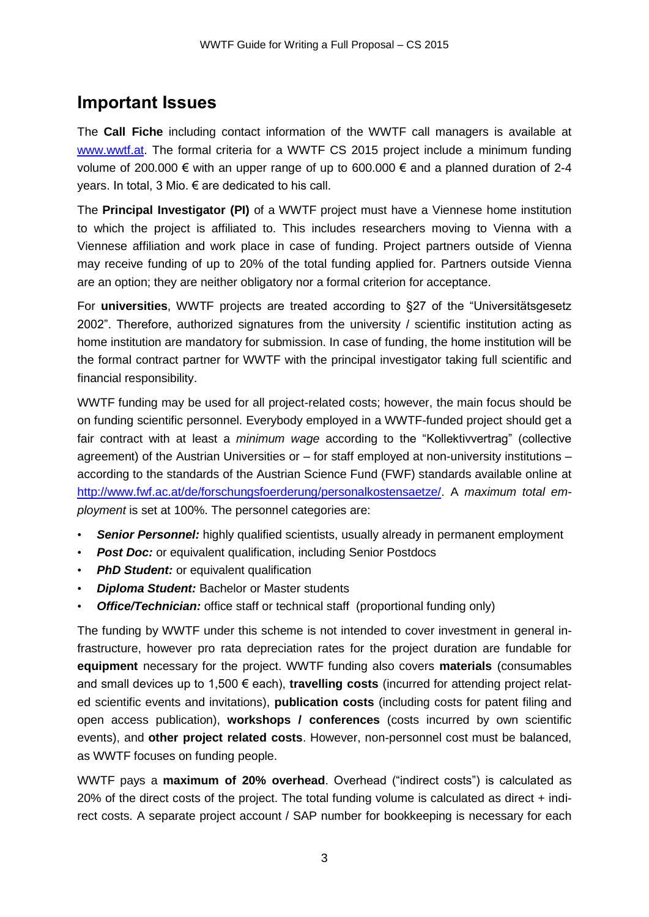## Important Issues

The **Call Fiche** including contact information of the WWTF call managers is available at [www.wwtf.at](www.wwtf.at). The formal criteria for a WWTF CS 2015 project include a minimum funding volume of 200.000 € with an upper range of up to 600.000 € and a planned duration of 2-4 years. In total, 3 Mio. € are dedicated to his call.

The **Principal Investigator (PI)** of a WWTF project must have a Viennese home institution to which the project is affiliated to. This includes researchers moving to Vienna with a Viennese affiliation and work place in case of funding. Project partners outside of Vienna may receive funding of up to 20% of the total funding applied for. Partners outside Vienna are an option; they are neither obligatory nor a formal criterion for acceptance.

For **universities**, WWTF projects are treated according to §27 of the "Universitätsgesetz 2002". Therefore, authorized signatures from the university / scientific institution acting as home institution are mandatory for submission. In case of funding, the home institution will be the formal contract partner for WWTF with the principal investigator taking full scientific and financial responsibility.

WWTF funding may be used for all project-related costs; however, the main focus should be on funding scientific personnel. Everybody employed in a WWTF-funded project should get a fair contract with at least a *minimum wage* according to the "Kollektivvertrag" (collective agreement) of the Austrian Universities or – for staff employed at non-university institutions – according to the standards of the Austrian Science Fund (FWF) standards available online at [http://www.fwf.ac.at/de/forschungsfoerderung/personalkostensaetze/](http://www.fwf.ac.at/de/forschungsfoerderung/personalkostensaetze/). A *maximum total employment* is set at 100%. The personnel categories are:

- ***Senior Personnel:*** highly qualified scientists, usually already in permanent employment
- ***Post Doc:*** or equivalent qualification, including Senior Postdocs
- ***PhD Student:*** or equivalent qualification
- ***Diploma Student:*** Bachelor or Master students
- ***Office/Technician:*** office staff or technical staff (proportional funding only)

The funding by WWTF under this scheme is not intended to cover investment in general infrastructure, however pro rata depreciation rates for the project duration are fundable for **equipment** necessary for the project. WWTF funding also covers **materials** (consumables and small devices up to 1,500 € each), **travelling costs** (incurred for attending project related scientific events and invitations), **publication costs** (including costs for patent filing and open access publication), **workshops / conferences** (costs incurred by own scientific events), and **other project related costs**. However, non-personnel cost must be balanced, as WWTF focuses on funding people.

WWTF pays a **maximum of 20% overhead**. Overhead ("indirect costs") is calculated as 20% of the direct costs of the project. The total funding volume is calculated as direct + indirect costs. A separate project account / SAP number for bookkeeping is necessary for each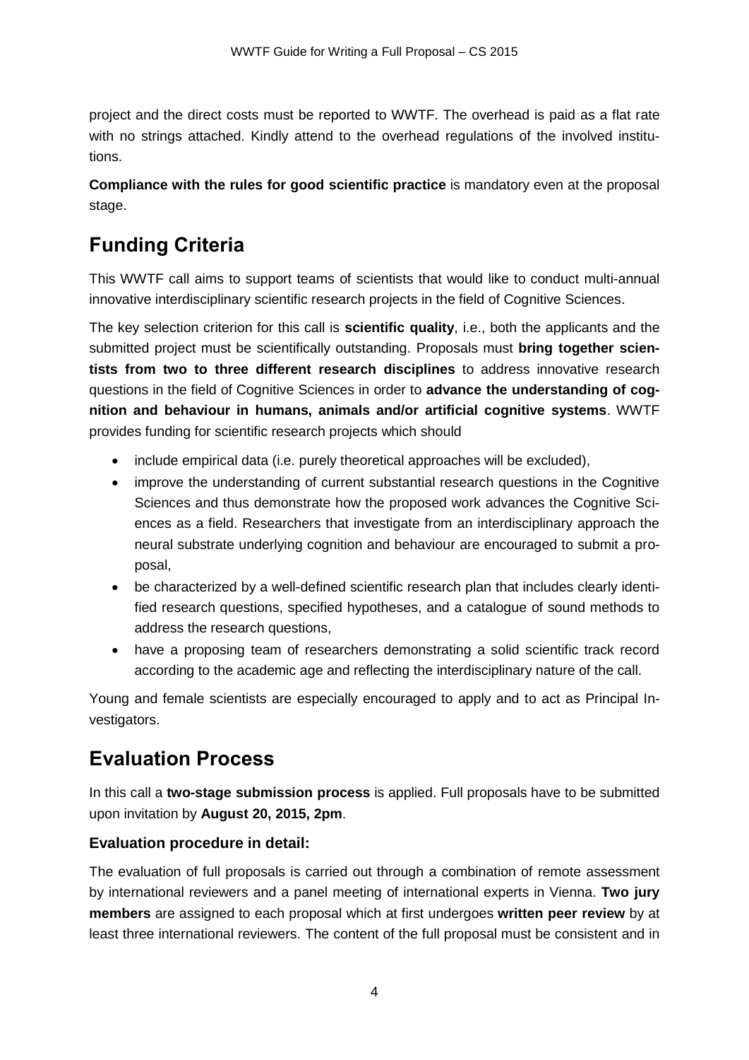project and the direct costs must be reported to WWTF. The overhead is paid as a flat rate with no strings attached. Kindly attend to the overhead regulations of the involved institutions.

**Compliance with the rules for good scientific practice** is mandatory even at the proposal stage.

# Funding Criteria

This WWTF call aims to support teams of scientists that would like to conduct multi-annual innovative interdisciplinary scientific research projects in the field of Cognitive Sciences.

The key selection criterion for this call is **scientific quality**, i.e., both the applicants and the submitted project must be scientifically outstanding. Proposals must **bring together scientists from two to three different research disciplines** to address innovative research questions in the field of Cognitive Sciences in order to **advance the understanding of cognition and behaviour in humans, animals and/or artificial cognitive systems**. WWTF provides funding for scientific research projects which should

- include empirical data (i.e. purely theoretical approaches will be excluded),
- improve the understanding of current substantial research questions in the Cognitive Sciences and thus demonstrate how the proposed work advances the Cognitive Sciences as a field. Researchers that investigate from an interdisciplinary approach the neural substrate underlying cognition and behaviour are encouraged to submit a proposal,
- be characterized by a well-defined scientific research plan that includes clearly identified research questions, specified hypotheses, and a catalogue of sound methods to address the research questions,
- have a proposing team of researchers demonstrating a solid scientific track record according to the academic age and reflecting the interdisciplinary nature of the call.

Young and female scientists are especially encouraged to apply and to act as Principal Investigators.

# Evaluation Process

In this call a **two-stage submission process** is applied. Full proposals have to be submitted upon invitation by **August 20, 2015, 2pm**.

### Evaluation procedure in detail:

The evaluation of full proposals is carried out through a combination of remote assessment by international reviewers and a panel meeting of international experts in Vienna. **Two jury members** are assigned to each proposal which at first undergoes **written peer review** by at least three international reviewers. The content of the full proposal must be consistent and in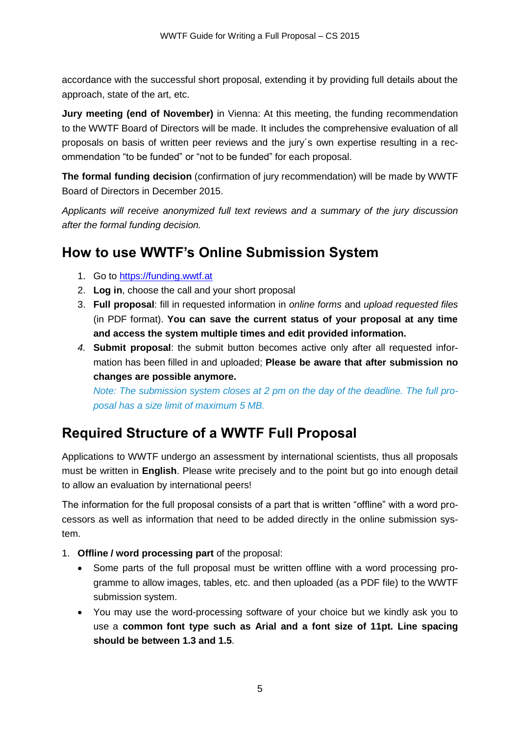accordance with the successful short proposal, extending it by providing full details about the approach, state of the art, etc.

**Jury meeting (end of November)** in Vienna: At this meeting, the funding recommendation to the WWTF Board of Directors will be made. It includes the comprehensive evaluation of all proposals on basis of written peer reviews and the jury´s own expertise resulting in a recommendation "to be funded" or "not to be funded" for each proposal.

**The formal funding decision** (confirmation of jury recommendation) will be made by WWTF Board of Directors in December 2015.

*Applicants will receive anonymized full text reviews and a summary of the jury discussion after the formal funding decision.*

## How to use WWTF's Online Submission System

1. Go to [https://funding.wwtf.at](https://funding.wwtf.at)
2. **Log in**, choose the call and your short proposal
3. **Full proposal**: fill in requested information in *online forms* and *upload requested files* (in PDF format). **You can save the current status of your proposal at any time and access the system multiple times and edit provided information.**
4. **Submit proposal**: the submit button becomes active only after all requested information has been filled in and uploaded; **Please be aware that after submission no changes are possible anymore.**
   *Note: The submission system closes at 2 pm on the day of the deadline. The full proposal has a size limit of maximum 5 MB.*

## Required Structure of a WWTF Full Proposal

Applications to WWTF undergo an assessment by international scientists, thus all proposals must be written in **English**. Please write precisely and to the point but go into enough detail to allow an evaluation by international peers!

The information for the full proposal consists of a part that is written "offline" with a word processors as well as information that need to be added directly in the online submission system.

1. **Offline / word processing part** of the proposal:
   - Some parts of the full proposal must be written offline with a word processing programme to allow images, tables, etc. and then uploaded (as a PDF file) to the WWTF submission system.
   - You may use the word-processing software of your choice but we kindly ask you to use a **common font type such as Arial and a font size of 11pt. Line spacing should be between 1.3 and 1.5**.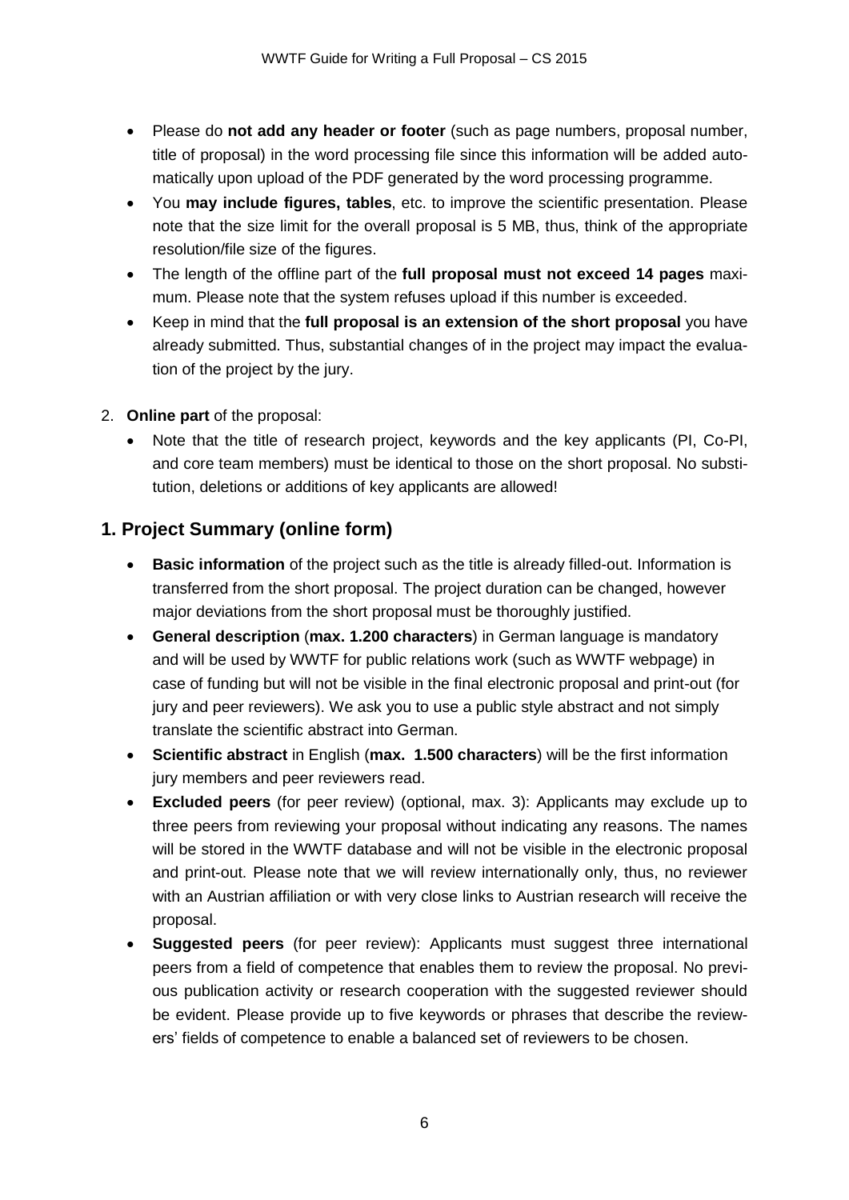- Please do **not add any header or footer** (such as page numbers, proposal number, title of proposal) in the word processing file since this information will be added automatically upon upload of the PDF generated by the word processing programme.
- You **may include figures, tables**, etc. to improve the scientific presentation. Please note that the size limit for the overall proposal is 5 MB, thus, think of the appropriate resolution/file size of the figures.
- The length of the offline part of the **full proposal must not exceed 14 pages** maximum. Please note that the system refuses upload if this number is exceeded.
- Keep in mind that the **full proposal is an extension of the short proposal** you have already submitted. Thus, substantial changes of in the project may impact the evaluation of the project by the jury.

2. **Online part** of the proposal:
   - Note that the title of research project, keywords and the key applicants (PI, Co-PI, and core team members) must be identical to those on the short proposal. No substitution, deletions or additions of key applicants are allowed!

## 1. Project Summary (online form)

- **Basic information** of the project such as the title is already filled-out. Information is transferred from the short proposal. The project duration can be changed, however major deviations from the short proposal must be thoroughly justified.
- **General description** (**max. 1.200 characters**) in German language is mandatory and will be used by WWTF for public relations work (such as WWTF webpage) in case of funding but will not be visible in the final electronic proposal and print-out (for jury and peer reviewers). We ask you to use a public style abstract and not simply translate the scientific abstract into German.
- **Scientific abstract** in English (**max. 1.500 characters**) will be the first information jury members and peer reviewers read.
- **Excluded peers** (for peer review) (optional, max. 3): Applicants may exclude up to three peers from reviewing your proposal without indicating any reasons. The names will be stored in the WWTF database and will not be visible in the electronic proposal and print-out. Please note that we will review internationally only, thus, no reviewer with an Austrian affiliation or with very close links to Austrian research will receive the proposal.
- **Suggested peers** (for peer review): Applicants must suggest three international peers from a field of competence that enables them to review the proposal. No previous publication activity or research cooperation with the suggested reviewer should be evident. Please provide up to five keywords or phrases that describe the reviewers' fields of competence to enable a balanced set of reviewers to be chosen.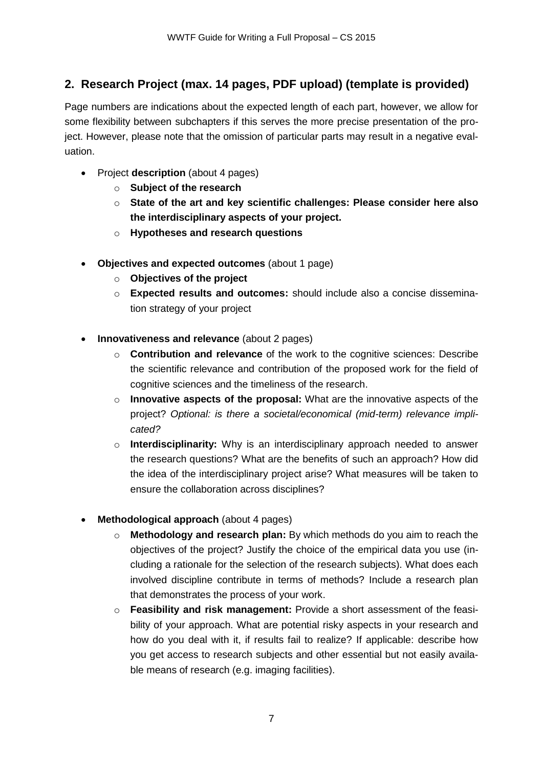## 2. Research Project (max. 14 pages, PDF upload) (template is provided)

Page numbers are indications about the expected length of each part, however, we allow for some flexibility between subchapters if this serves the more precise presentation of the project. However, please note that the omission of particular parts may result in a negative evaluation.

- Project **description** (about 4 pages)
  - **Subject of the research**
  - **State of the art and key scientific challenges: Please consider here also the interdisciplinary aspects of your project.**
  - **Hypotheses and research questions**

- **Objectives and expected outcomes** (about 1 page)
  - **Objectives of the project**
  - **Expected results and outcomes:** should include also a concise dissemination strategy of your project

- **Innovativeness and relevance** (about 2 pages)
  - **Contribution and relevance** of the work to the cognitive sciences: Describe the scientific relevance and contribution of the proposed work for the field of cognitive sciences and the timeliness of the research.
  - **Innovative aspects of the proposal:** What are the innovative aspects of the project? *Optional: is there a societal/economical (mid-term) relevance implicated?*
  - **Interdisciplinarity:** Why is an interdisciplinary approach needed to answer the research questions? What are the benefits of such an approach? How did the idea of the interdisciplinary project arise? What measures will be taken to ensure the collaboration across disciplines?

- **Methodological approach** (about 4 pages)
  - **Methodology and research plan:** By which methods do you aim to reach the objectives of the project? Justify the choice of the empirical data you use (including a rationale for the selection of the research subjects). What does each involved discipline contribute in terms of methods? Include a research plan that demonstrates the process of your work.
  - **Feasibility and risk management:** Provide a short assessment of the feasibility of your approach. What are potential risky aspects in your research and how do you deal with it, if results fail to realize? If applicable: describe how you get access to research subjects and other essential but not easily available means of research (e.g. imaging facilities).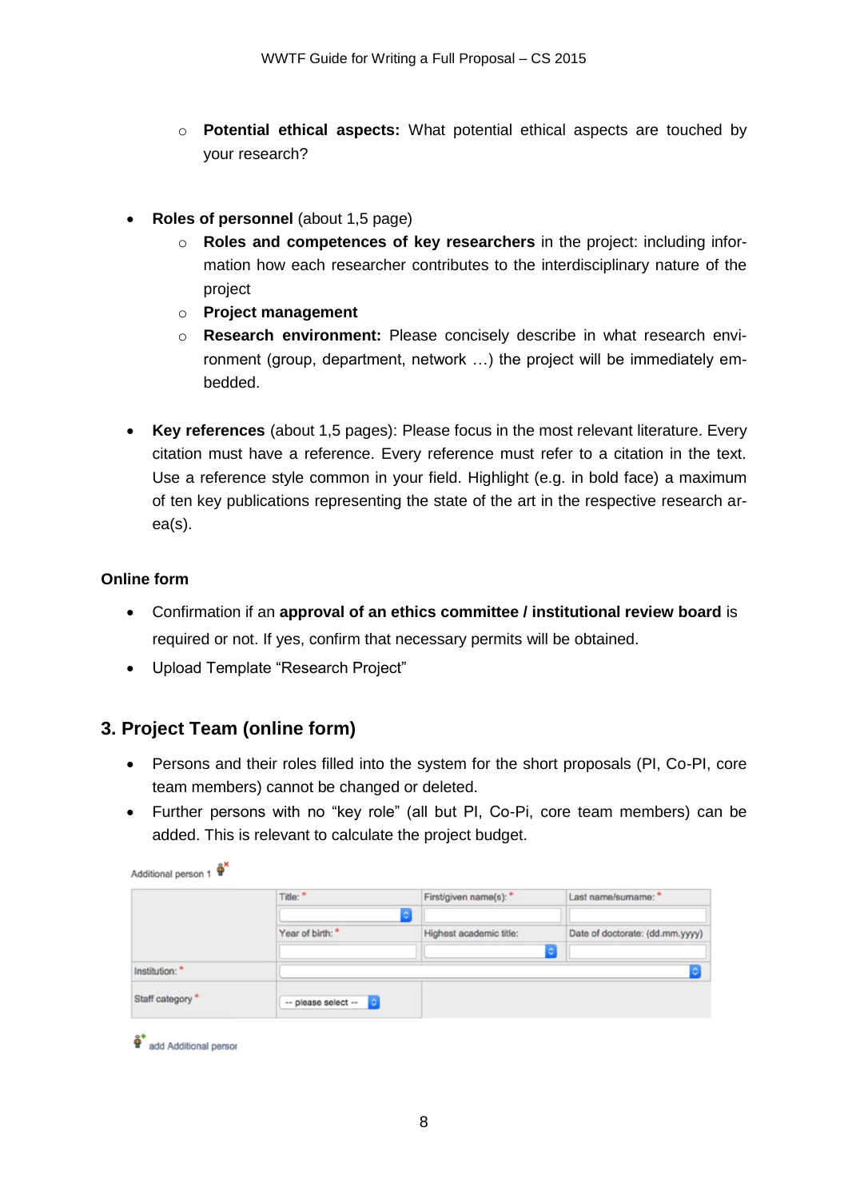- ○ **Potential ethical aspects:** What potential ethical aspects are touched by your research?

- **Roles of personnel** (about 1,5 page)
  - ○ **Roles and competences of key researchers** in the project: including information how each researcher contributes to the interdisciplinary nature of the project
  - ○ **Project management**
  - ○ **Research environment:** Please concisely describe in what research environment (group, department, network …) the project will be immediately embedded.

- **Key references** (about 1,5 pages): Please focus in the most relevant literature. Every citation must have a reference. Every reference must refer to a citation in the text. Use a reference style common in your field. Highlight (e.g. in bold face) a maximum of ten key publications representing the state of the art in the respective research area(s).

**Online form**

- Confirmation if an **approval of an ethics committee / institutional review board** is required or not. If yes, confirm that necessary permits will be obtained.
- Upload Template "Research Project"

## 3. Project Team (online form)

- Persons and their roles filled into the system for the short proposals (PI, Co-PI, core team members) cannot be changed or deleted.
- Further persons with no "key role" (all but PI, Co-Pi, core team members) can be added. This is relevant to calculate the project budget.

Additional person 1

| | Title: * | First/given name(s): * | Last name/surname: * |
|---|---|---|---|
| | Year of birth: * | Highest academic title: | Date of doctorate: (dd.mm.yyyy) |
| Institution: * | | | |
| Staff category * | -- please select -- | | |

add Additional persor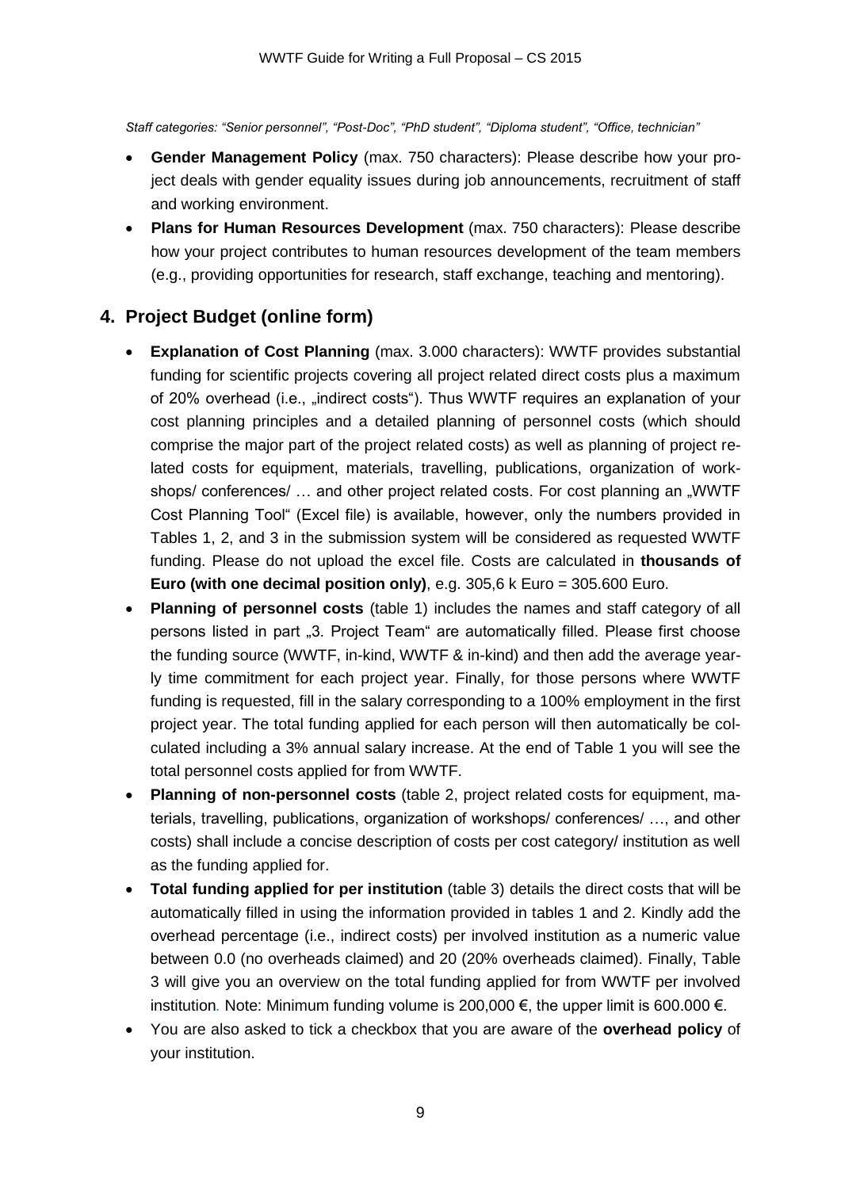*Staff categories: "Senior personnel", "Post-Doc", "PhD student", "Diploma student", "Office, technician"*

- **Gender Management Policy** (max. 750 characters): Please describe how your project deals with gender equality issues during job announcements, recruitment of staff and working environment.
- **Plans for Human Resources Development** (max. 750 characters): Please describe how your project contributes to human resources development of the team members (e.g., providing opportunities for research, staff exchange, teaching and mentoring).

## 4. Project Budget (online form)

- **Explanation of Cost Planning** (max. 3.000 characters): WWTF provides substantial funding for scientific projects covering all project related direct costs plus a maximum of 20% overhead (i.e., „indirect costs"). Thus WWTF requires an explanation of your cost planning principles and a detailed planning of personnel costs (which should comprise the major part of the project related costs) as well as planning of project related costs for equipment, materials, travelling, publications, organization of workshops/ conferences/ … and other project related costs. For cost planning an „WWTF Cost Planning Tool" (Excel file) is available, however, only the numbers provided in Tables 1, 2, and 3 in the submission system will be considered as requested WWTF funding. Please do not upload the excel file. Costs are calculated in **thousands of Euro (with one decimal position only)**, e.g. 305,6 k Euro = 305.600 Euro.
- **Planning of personnel costs** (table 1) includes the names and staff category of all persons listed in part „3. Project Team" are automatically filled. Please first choose the funding source (WWTF, in-kind, WWTF & in-kind) and then add the average yearly time commitment for each project year. Finally, for those persons where WWTF funding is requested, fill in the salary corresponding to a 100% employment in the first project year. The total funding applied for each person will then automatically be colculated including a 3% annual salary increase. At the end of Table 1 you will see the total personnel costs applied for from WWTF.
- **Planning of non-personnel costs** (table 2, project related costs for equipment, materials, travelling, publications, organization of workshops/ conferences/ …, and other costs) shall include a concise description of costs per cost category/ institution as well as the funding applied for.
- **Total funding applied for per institution** (table 3) details the direct costs that will be automatically filled in using the information provided in tables 1 and 2. Kindly add the overhead percentage (i.e., indirect costs) per involved institution as a numeric value between 0.0 (no overheads claimed) and 20 (20% overheads claimed). Finally, Table 3 will give you an overview on the total funding applied for from WWTF per involved institution. Note: Minimum funding volume is 200,000 €, the upper limit is 600.000 €.
- You are also asked to tick a checkbox that you are aware of the **overhead policy** of your institution.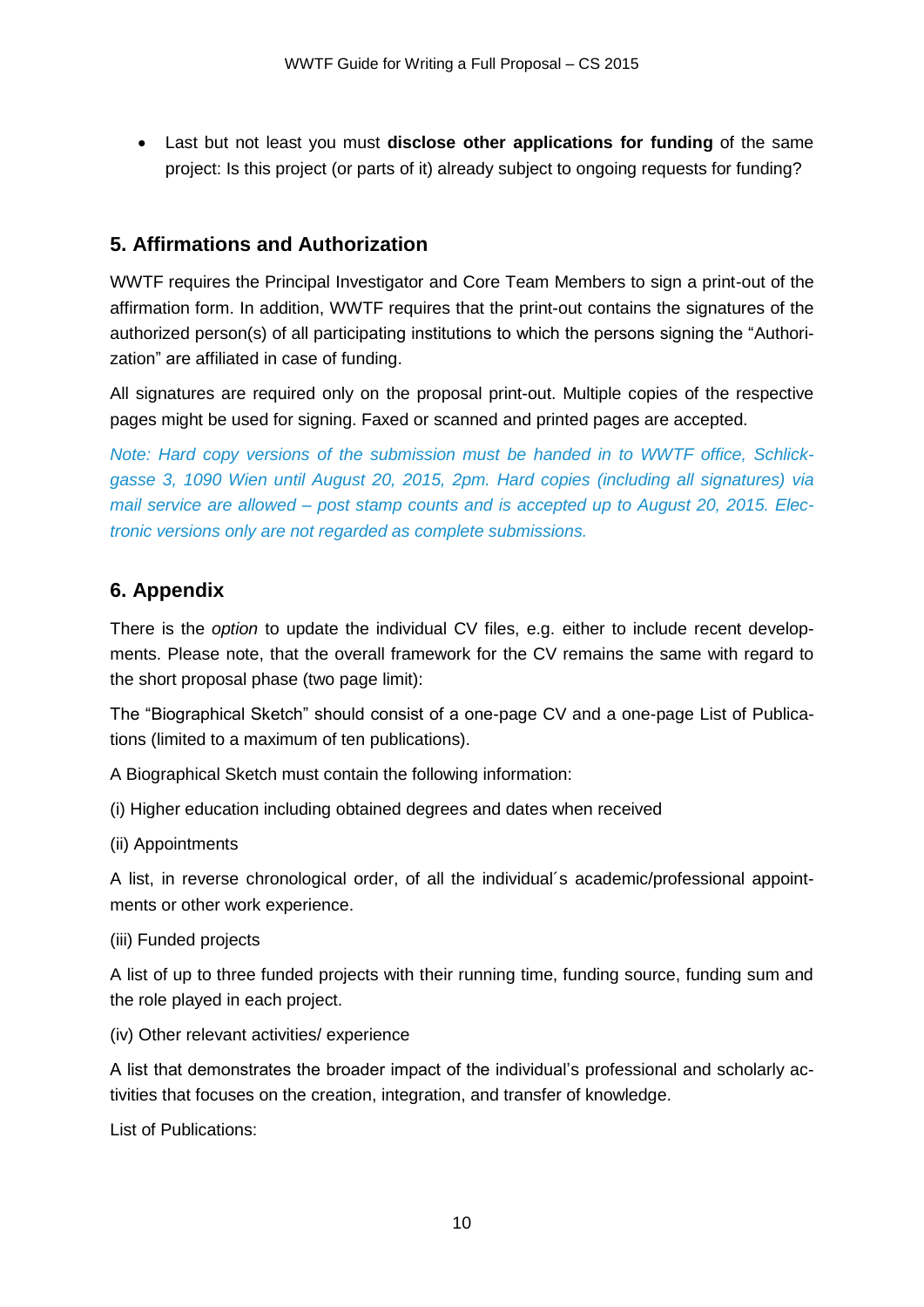- Last but not least you must **disclose other applications for funding** of the same project: Is this project (or parts of it) already subject to ongoing requests for funding?

## 5. Affirmations and Authorization

WWTF requires the Principal Investigator and Core Team Members to sign a print-out of the affirmation form. In addition, WWTF requires that the print-out contains the signatures of the authorized person(s) of all participating institutions to which the persons signing the "Authorization" are affiliated in case of funding.

All signatures are required only on the proposal print-out. Multiple copies of the respective pages might be used for signing. Faxed or scanned and printed pages are accepted.

*Note: Hard copy versions of the submission must be handed in to WWTF office, Schlickgasse 3, 1090 Wien until August 20, 2015, 2pm. Hard copies (including all signatures) via mail service are allowed – post stamp counts and is accepted up to August 20, 2015. Electronic versions only are not regarded as complete submissions.*

## 6. Appendix

There is the *option* to update the individual CV files, e.g. either to include recent developments. Please note, that the overall framework for the CV remains the same with regard to the short proposal phase (two page limit):

The "Biographical Sketch" should consist of a one-page CV and a one-page List of Publications (limited to a maximum of ten publications).

A Biographical Sketch must contain the following information:

(i) Higher education including obtained degrees and dates when received

(ii) Appointments

A list, in reverse chronological order, of all the individual´s academic/professional appointments or other work experience.

(iii) Funded projects

A list of up to three funded projects with their running time, funding source, funding sum and the role played in each project.

(iv) Other relevant activities/ experience

A list that demonstrates the broader impact of the individual's professional and scholarly activities that focuses on the creation, integration, and transfer of knowledge.

List of Publications: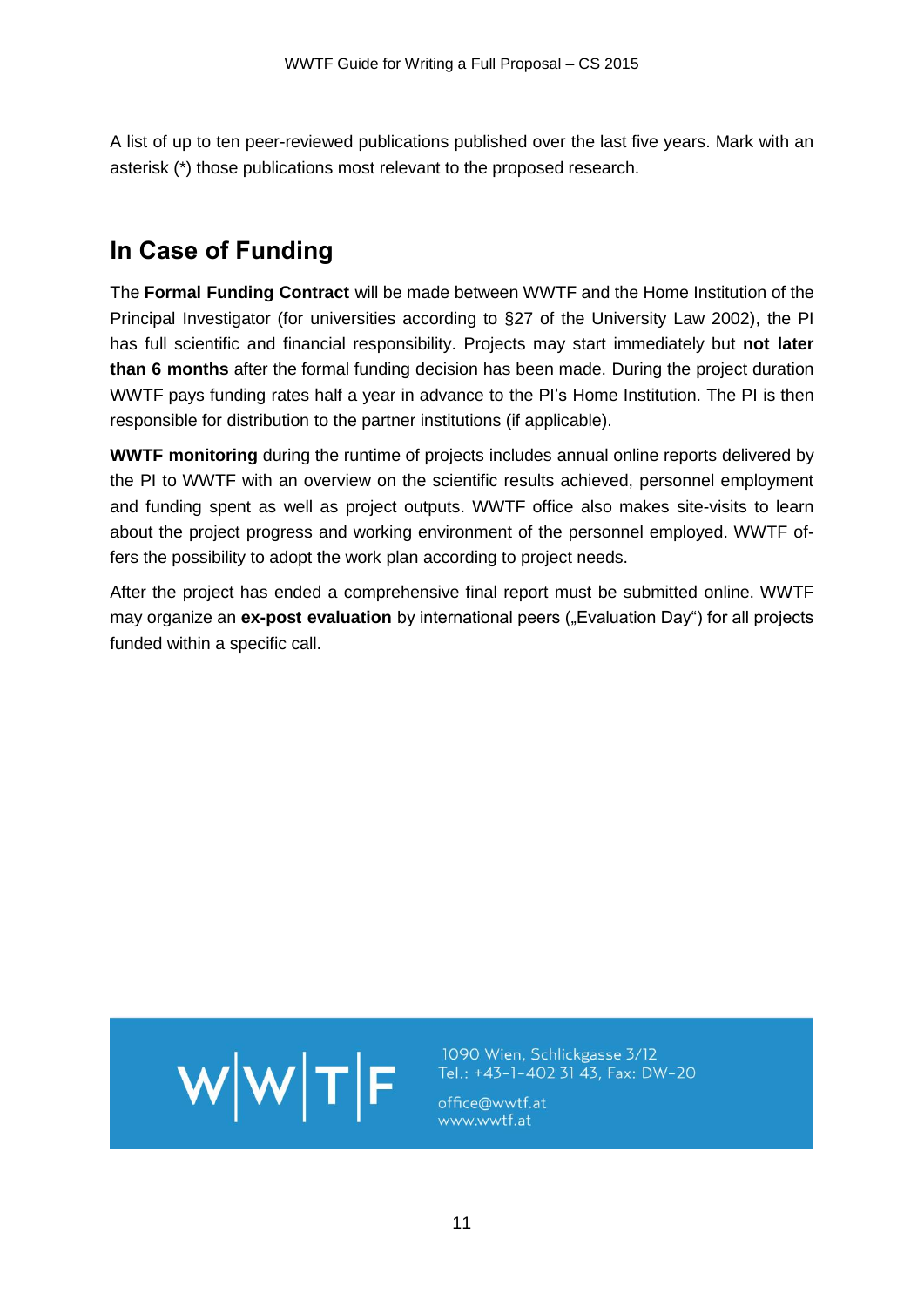A list of up to ten peer-reviewed publications published over the last five years. Mark with an asterisk (*) those publications most relevant to the proposed research.

## In Case of Funding

The **Formal Funding Contract** will be made between WWTF and the Home Institution of the Principal Investigator (for universities according to §27 of the University Law 2002), the PI has full scientific and financial responsibility. Projects may start immediately but **not later than 6 months** after the formal funding decision has been made. During the project duration WWTF pays funding rates half a year in advance to the PI's Home Institution. The PI is then responsible for distribution to the partner institutions (if applicable).

**WWTF monitoring** during the runtime of projects includes annual online reports delivered by the PI to WWTF with an overview on the scientific results achieved, personnel employment and funding spent as well as project outputs. WWTF office also makes site-visits to learn about the project progress and working environment of the personnel employed. WWTF offers the possibility to adopt the work plan according to project needs.

After the project has ended a comprehensive final report must be submitted online. WWTF may organize an **ex-post evaluation** by international peers („Evaluation Day") for all projects funded within a specific call.

W|W|T|F

1090 Wien, Schlickgasse 3/12
Tel.: +43-1-402 31 43, Fax: DW-20

office@wwtf.at
www.wwtf.at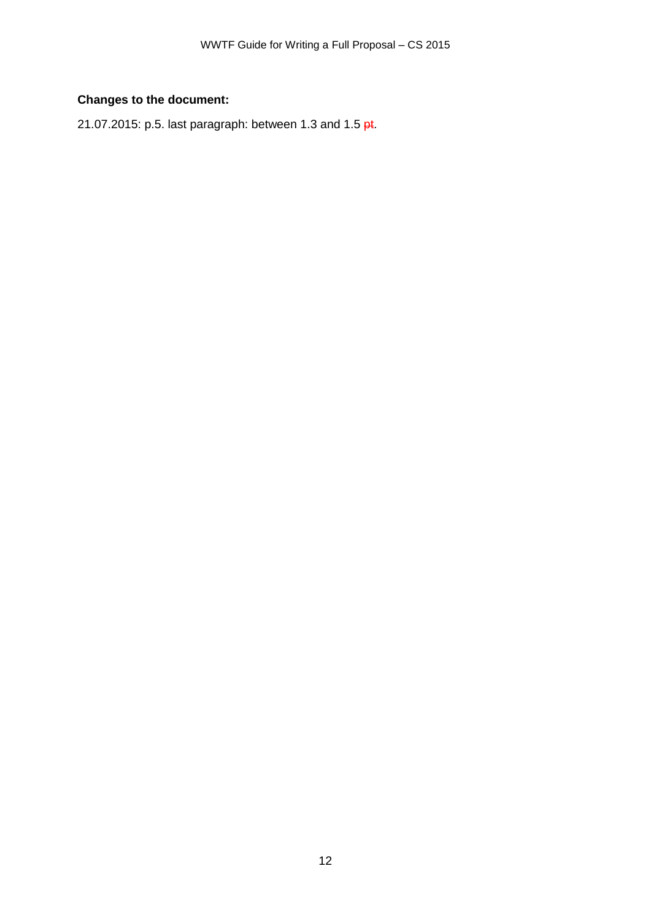**Changes to the document:**

21.07.2015: p.5. last paragraph: between 1.3 and 1.5 ~~pt~~.